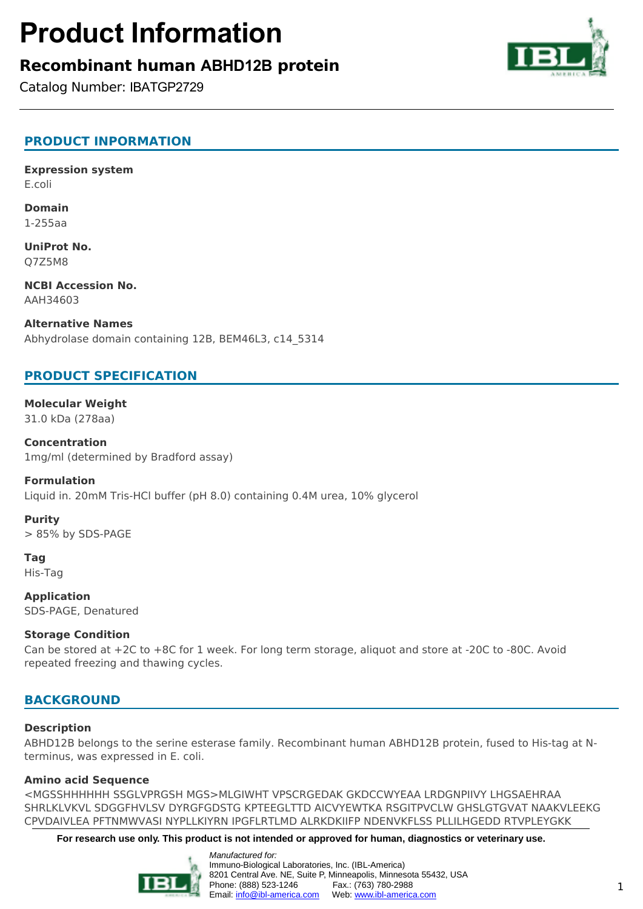# Product Information

## Recombinant human ABHD12B protein

Catalog Number: IBATGP2729

### PRODUCT INPORMATION

**Expression system**
E.coli

**Domain**
1-255aa

**UniProt No.**
Q7Z5M8

**NCBI Accession No.**
AAH34603

**Alternative Names**
Abhydrolase domain containing 12B, BEM46L3, c14_5314

### PRODUCT SPECIFICATION

**Molecular Weight**
31.0 kDa (278aa)

**Concentration**
1mg/ml (determined by Bradford assay)

**Formulation**
Liquid in. 20mM Tris-HCl buffer (pH 8.0) containing 0.4M urea, 10% glycerol

**Purity**
> 85% by SDS-PAGE

**Tag**
His-Tag

**Application**
SDS-PAGE, Denatured

**Storage Condition**
Can be stored at +2C to +8C for 1 week. For long term storage, aliquot and store at -20C to -80C. Avoid repeated freezing and thawing cycles.

### BACKGROUND

**Description**
ABHD12B belongs to the serine esterase family. Recombinant human ABHD12B protein, fused to His-tag at N-terminus, was expressed in E. coli.

**Amino acid Sequence**
<MGSSHHHHHH SSGLVPRGSH MGS>MLGIWHT VPSCRGEDAK GKDCCWYEAA LRDGNPIIVY LHGSAEHRAA SHRLKLVKVL SDGGFHVLSV DYRGFGDSTG KPTEEGLTTD AICVYEWTKA RSGITPVCLW GHSLGTGVAT NAAKVLEEKG CPVDAIVLEA PFTNMWVASI NYPLLKIYRN IPGFLRTLMD ALRKDKIIFP NDENVKFLSS PLLILHGEDD RTVPLEYGKK

**For research use only. This product is not intended or approved for human, diagnostics or veterinary use.**

*Manufactured for:*
Immuno-Biological Laboratories, Inc. (IBL-America)
8201 Central Ave. NE, Suite P, Minneapolis, Minnesota 55432, USA
Phone: (888) 523-1246 Fax.: (763) 780-2988
Email: info@ibl-america.com Web: www.ibl-america.com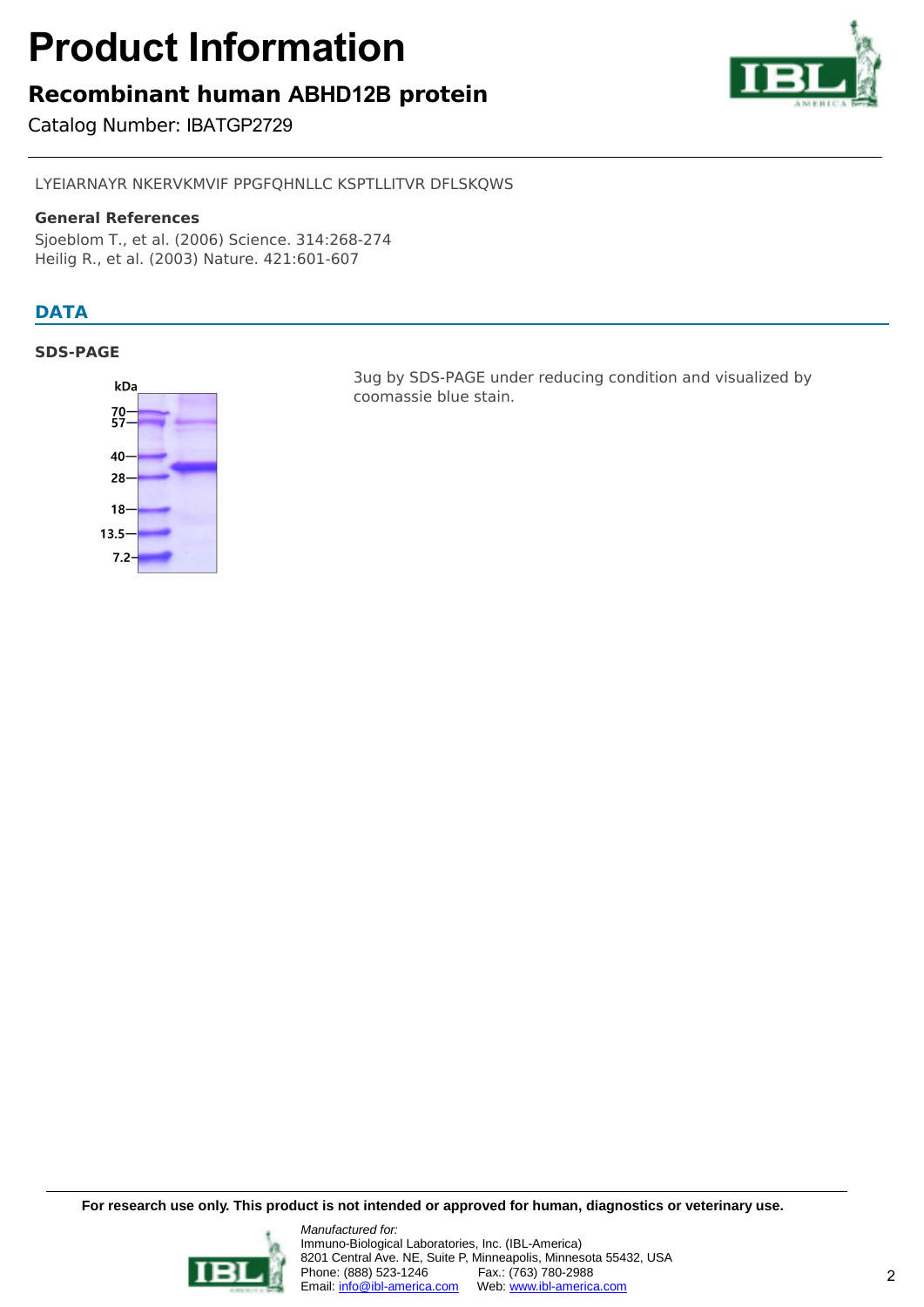LYEIARNAYR NKERVKMVIF PPGFQHNLLC KSPTLLITVR DFLSKQWS

**General References**

Sjoeblom T., et al. (2006) Science. 314:268-274
Heilig R., et al. (2003) Nature. 421:601-607

## DATA

### SDS-PAGE

kDa
70
57
40
28
18
13.5
7.2

3ug by SDS-PAGE under reducing condition and visualized by coomassie blue stain.

**For research use only. This product is not intended or approved for human, diagnostics or veterinary use.**

*Manufactured for:*
Immuno-Biological Laboratories, Inc. (IBL-America)
8201 Central Ave. NE, Suite P, Minneapolis, Minnesota 55432, USA
Phone: (888) 523-1246 Fax.: (763) 780-2988
Email: info@ibl-america.com Web: www.ibl-america.com